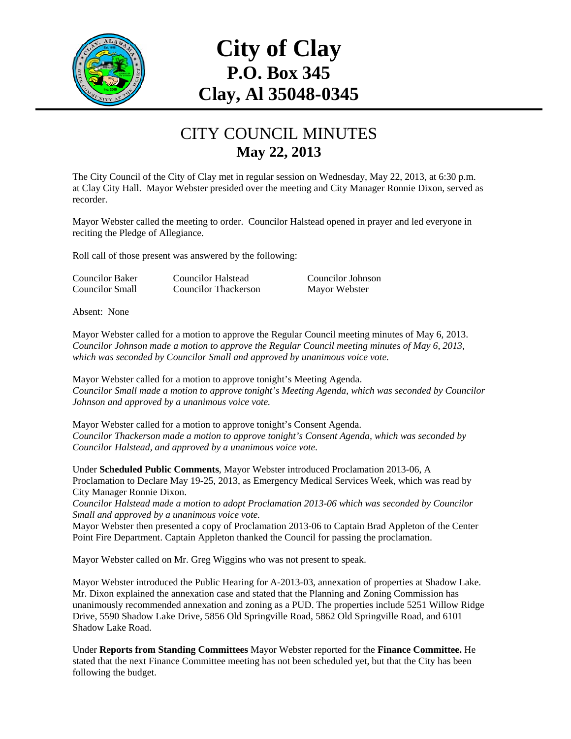# City of Clay
## P.O. Box 345
## Clay, Al 35048-0345

## CITY COUNCIL MINUTES
### May 22, 2013

The City Council of the City of Clay met in regular session on Wednesday, May 22, 2013, at 6:30 p.m. at Clay City Hall. Mayor Webster presided over the meeting and City Manager Ronnie Dixon, served as recorder.

Mayor Webster called the meeting to order. Councilor Halstead opened in prayer and led everyone in reciting the Pledge of Allegiance.

Roll call of those present was answered by the following:

| | | |
|---|---|---|
| Councilor Baker | Councilor Halstead | Councilor Johnson |
| Councilor Small | Councilor Thackerson | Mayor Webster |

Absent: None

Mayor Webster called for a motion to approve the Regular Council meeting minutes of May 6, 2013.
*Councilor Johnson made a motion to approve the Regular Council meeting minutes of May 6, 2013, which was seconded by Councilor Small and approved by unanimous voice vote.*

Mayor Webster called for a motion to approve tonight's Meeting Agenda.
*Councilor Small made a motion to approve tonight's Meeting Agenda, which was seconded by Councilor Johnson and approved by a unanimous voice vote.*

Mayor Webster called for a motion to approve tonight's Consent Agenda.
*Councilor Thackerson made a motion to approve tonight's Consent Agenda, which was seconded by Councilor Halstead, and approved by a unanimous voice vote.*

Under **Scheduled Public Comments**, Mayor Webster introduced Proclamation 2013-06, A Proclamation to Declare May 19-25, 2013, as Emergency Medical Services Week, which was read by City Manager Ronnie Dixon.
*Councilor Halstead made a motion to adopt Proclamation 2013-06 which was seconded by Councilor Small and approved by a unanimous voice vote.*
Mayor Webster then presented a copy of Proclamation 2013-06 to Captain Brad Appleton of the Center Point Fire Department. Captain Appleton thanked the Council for passing the proclamation.

Mayor Webster called on Mr. Greg Wiggins who was not present to speak.

Mayor Webster introduced the Public Hearing for A-2013-03, annexation of properties at Shadow Lake. Mr. Dixon explained the annexation case and stated that the Planning and Zoning Commission has unanimously recommended annexation and zoning as a PUD. The properties include 5251 Willow Ridge Drive, 5590 Shadow Lake Drive, 5856 Old Springville Road, 5862 Old Springville Road, and 6101 Shadow Lake Road.

Under **Reports from Standing Committees** Mayor Webster reported for the **Finance Committee.** He stated that the next Finance Committee meeting has not been scheduled yet, but that the City has been following the budget.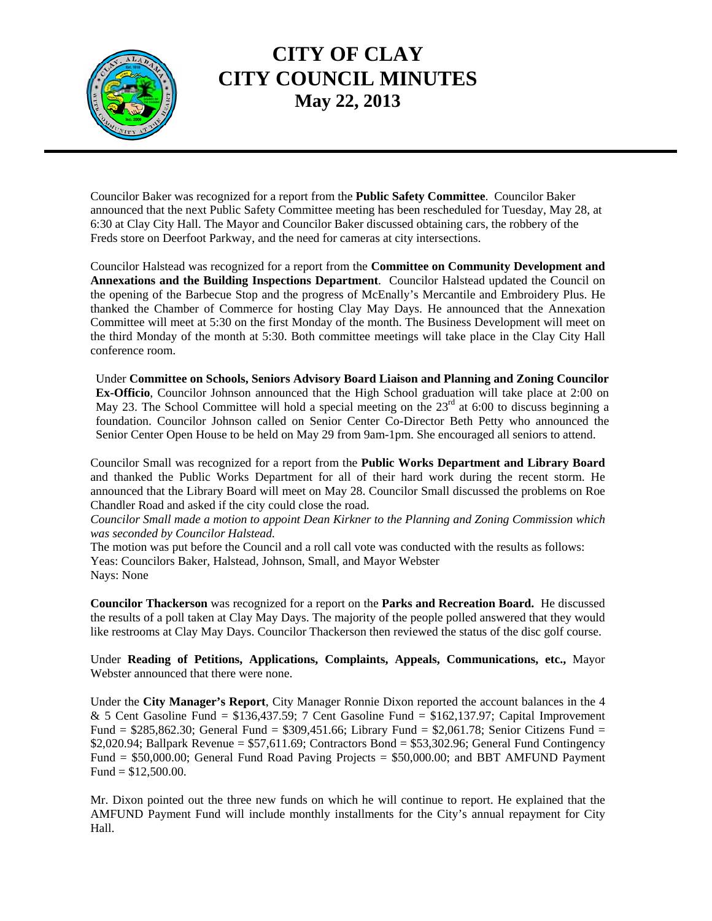Councilor Baker was recognized for a report from the **Public Safety Committee**. Councilor Baker announced that the next Public Safety Committee meeting has been rescheduled for Tuesday, May 28, at 6:30 at Clay City Hall. The Mayor and Councilor Baker discussed obtaining cars, the robbery of the Freds store on Deerfoot Parkway, and the need for cameras at city intersections.

Councilor Halstead was recognized for a report from the **Committee on Community Development and Annexations and the Building Inspections Department**. Councilor Halstead updated the Council on the opening of the Barbecue Stop and the progress of McEnally's Mercantile and Embroidery Plus. He thanked the Chamber of Commerce for hosting Clay May Days. He announced that the Annexation Committee will meet at 5:30 on the first Monday of the month. The Business Development will meet on the third Monday of the month at 5:30. Both committee meetings will take place in the Clay City Hall conference room.

Under **Committee on Schools, Seniors Advisory Board Liaison and Planning and Zoning Councilor Ex-Officio**, Councilor Johnson announced that the High School graduation will take place at 2:00 on May 23. The School Committee will hold a special meeting on the 23rd at 6:00 to discuss beginning a foundation. Councilor Johnson called on Senior Center Co-Director Beth Petty who announced the Senior Center Open House to be held on May 29 from 9am-1pm. She encouraged all seniors to attend.

Councilor Small was recognized for a report from the **Public Works Department and Library Board** and thanked the Public Works Department for all of their hard work during the recent storm. He announced that the Library Board will meet on May 28. Councilor Small discussed the problems on Roe Chandler Road and asked if the city could close the road.

*Councilor Small made a motion to appoint Dean Kirkner to the Planning and Zoning Commission which was seconded by Councilor Halstead.*

The motion was put before the Council and a roll call vote was conducted with the results as follows:
Yeas: Councilors Baker, Halstead, Johnson, Small, and Mayor Webster
Nays: None

**Councilor Thackerson** was recognized for a report on the **Parks and Recreation Board.** He discussed the results of a poll taken at Clay May Days. The majority of the people polled answered that they would like restrooms at Clay May Days. Councilor Thackerson then reviewed the status of the disc golf course.

Under **Reading of Petitions, Applications, Complaints, Appeals, Communications, etc.,** Mayor Webster announced that there were none.

Under the **City Manager's Report**, City Manager Ronnie Dixon reported the account balances in the 4 & 5 Cent Gasoline Fund = $136,437.59; 7 Cent Gasoline Fund = $162,137.97; Capital Improvement Fund = $285,862.30; General Fund = $309,451.66; Library Fund = $2,061.78; Senior Citizens Fund = $2,020.94; Ballpark Revenue = $57,611.69; Contractors Bond = $53,302.96; General Fund Contingency Fund = $50,000.00; General Fund Road Paving Projects = $50,000.00; and BBT AMFUND Payment Fund = $12,500.00.

Mr. Dixon pointed out the three new funds on which he will continue to report. He explained that the AMFUND Payment Fund will include monthly installments for the City's annual repayment for City Hall.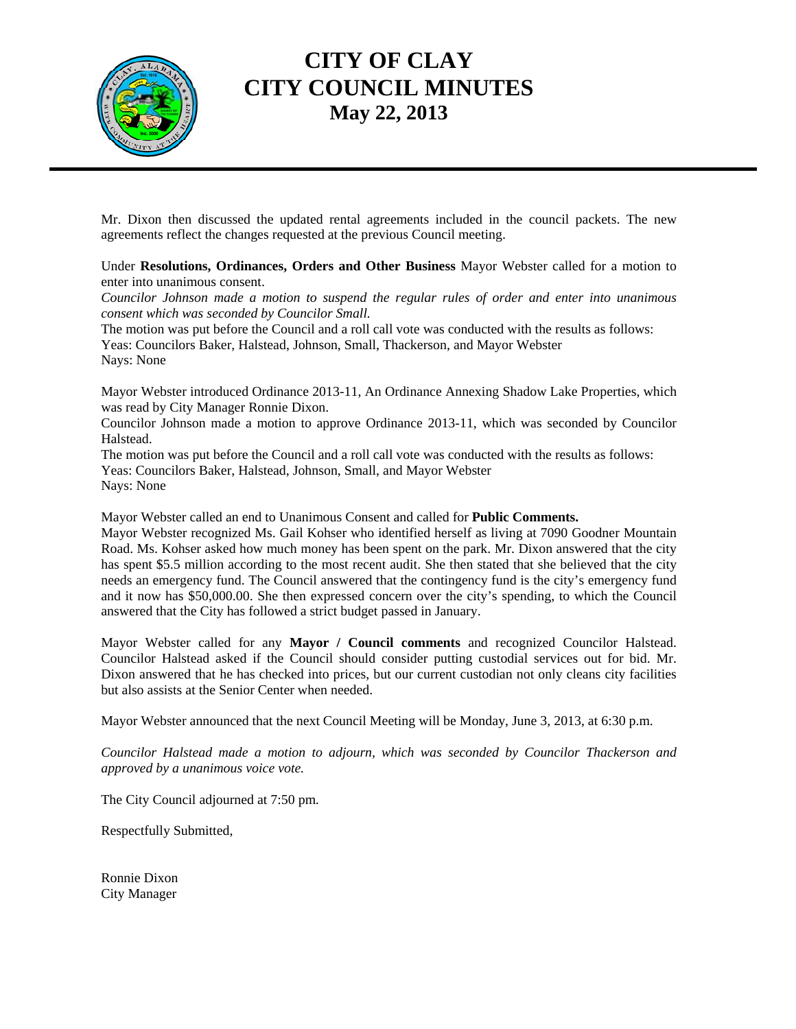# CITY OF CLAY
# CITY COUNCIL MINUTES
## May 22, 2013

Mr. Dixon then discussed the updated rental agreements included in the council packets. The new agreements reflect the changes requested at the previous Council meeting.

Under **Resolutions, Ordinances, Orders and Other Business** Mayor Webster called for a motion to enter into unanimous consent.

*Councilor Johnson made a motion to suspend the regular rules of order and enter into unanimous consent which was seconded by Councilor Small.*

The motion was put before the Council and a roll call vote was conducted with the results as follows:
Yeas: Councilors Baker, Halstead, Johnson, Small, Thackerson, and Mayor Webster
Nays: None

Mayor Webster introduced Ordinance 2013-11, An Ordinance Annexing Shadow Lake Properties, which was read by City Manager Ronnie Dixon.

Councilor Johnson made a motion to approve Ordinance 2013-11, which was seconded by Councilor Halstead.

The motion was put before the Council and a roll call vote was conducted with the results as follows:
Yeas: Councilors Baker, Halstead, Johnson, Small, and Mayor Webster
Nays: None

Mayor Webster called an end to Unanimous Consent and called for **Public Comments.**

Mayor Webster recognized Ms. Gail Kohser who identified herself as living at 7090 Goodner Mountain Road. Ms. Kohser asked how much money has been spent on the park. Mr. Dixon answered that the city has spent $5.5 million according to the most recent audit. She then stated that she believed that the city needs an emergency fund. The Council answered that the contingency fund is the city's emergency fund and it now has $50,000.00. She then expressed concern over the city's spending, to which the Council answered that the City has followed a strict budget passed in January.

Mayor Webster called for any **Mayor / Council comments** and recognized Councilor Halstead. Councilor Halstead asked if the Council should consider putting custodial services out for bid. Mr. Dixon answered that he has checked into prices, but our current custodian not only cleans city facilities but also assists at the Senior Center when needed.

Mayor Webster announced that the next Council Meeting will be Monday, June 3, 2013, at 6:30 p.m.

*Councilor Halstead made a motion to adjourn, which was seconded by Councilor Thackerson and approved by a unanimous voice vote.*

The City Council adjourned at 7:50 pm.

Respectfully Submitted,

Ronnie Dixon
City Manager